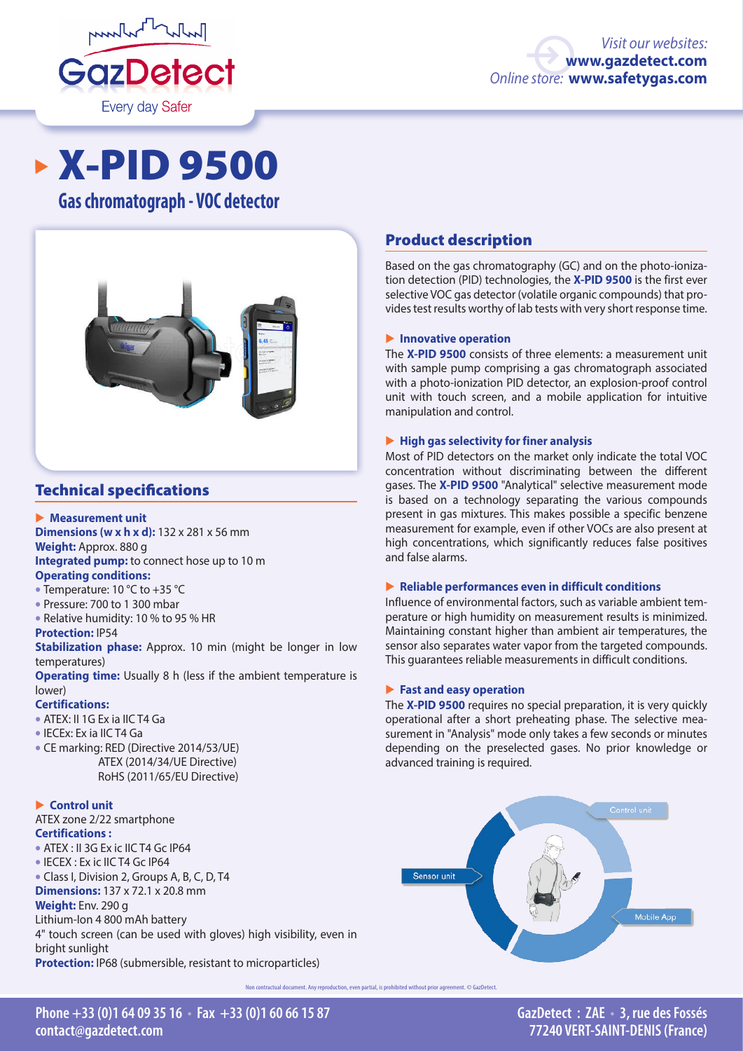Visit our websites: **www.gazdetect.com**
Online store: **www.safetygas.com**

# X-PID 9500

## Gas chromatograph - VOC detector

## Product description

Based on the gas chromatography (GC) and on the photo-ionization detection (PID) technologies, the **X-PID 9500** is the first ever selective VOC gas detector (volatile organic compounds) that provides test results worthy of lab tests with very short response time.

### Innovative operation

The **X-PID 9500** consists of three elements: a measurement unit with sample pump comprising a gas chromatograph associated with a photo-ionization PID detector, an explosion-proof control unit with touch screen, and a mobile application for intuitive manipulation and control.

### High gas selectivity for finer analysis

Most of PID detectors on the market only indicate the total VOC concentration without discriminating between the different gases. The **X-PID 9500** "Analytical" selective measurement mode is based on a technology separating the various compounds present in gas mixtures. This makes possible a specific benzene measurement for example, even if other VOCs are also present at high concentrations, which significantly reduces false positives and false alarms.

### Reliable performances even in difficult conditions

Influence of environmental factors, such as variable ambient temperature or high humidity on measurement results is minimized. Maintaining constant higher than ambient air temperatures, the sensor also separates water vapor from the targeted compounds. This guarantees reliable measurements in difficult conditions.

### Fast and easy operation

The **X-PID 9500** requires no special preparation, it is very quickly operational after a short preheating phase. The selective measurement in "Analysis" mode only takes a few seconds or minutes depending on the preselected gases. No prior knowledge or advanced training is required.

Control unit
Sensor unit
Mobile App

## Technical specifications

### Measurement unit

**Dimensions (w x h x d):** 132 x 281 x 56 mm
**Weight:** Approx. 880 g
**Integrated pump:** to connect hose up to 10 m
**Operating conditions:**

- Temperature: 10 °C to +35 °C
- Pressure: 700 to 1 300 mbar
- Relative humidity: 10 % to 95 % HR

**Protection:** IP54
**Stabilization phase:** Approx. 10 min (might be longer in low temperatures)
**Operating time:** Usually 8 h (less if the ambient temperature is lower)
**Certifications:**

- ATEX: II 1G Ex ia IIC T4 Ga
- IECEx: Ex ia IIC T4 Ga
- CE marking: RED (Directive 2014/53/UE)
  ATEX (2014/34/UE Directive)
  RoHS (2011/65/EU Directive)

### Control unit

ATEX zone 2/22 smartphone
**Certifications :**

- ATEX : II 3G Ex ic IIC T4 Gc IP64
- IECEX : Ex ic IIC T4 Gc IP64
- Class I, Division 2, Groups A, B, C, D, T4

**Dimensions:** 137 x 72.1 x 20.8 mm
**Weight:** Env. 290 g
Lithium-Ion 4 800 mAh battery
4" touch screen (can be used with gloves) high visibility, even in bright sunlight
**Protection:** IP68 (submersible, resistant to microparticles)

Non contractual document. Any reproduction, even partial, is prohibited without prior agreement. © GazDetect.

**Phone +33 (0)1 64 09 35 16 • Fax +33 (0)1 60 66 15 87**
**contact@gazdetect.com**

**GazDetect : ZAE • 3, rue des Fossés**
**77240 VERT-SAINT-DENIS (France)**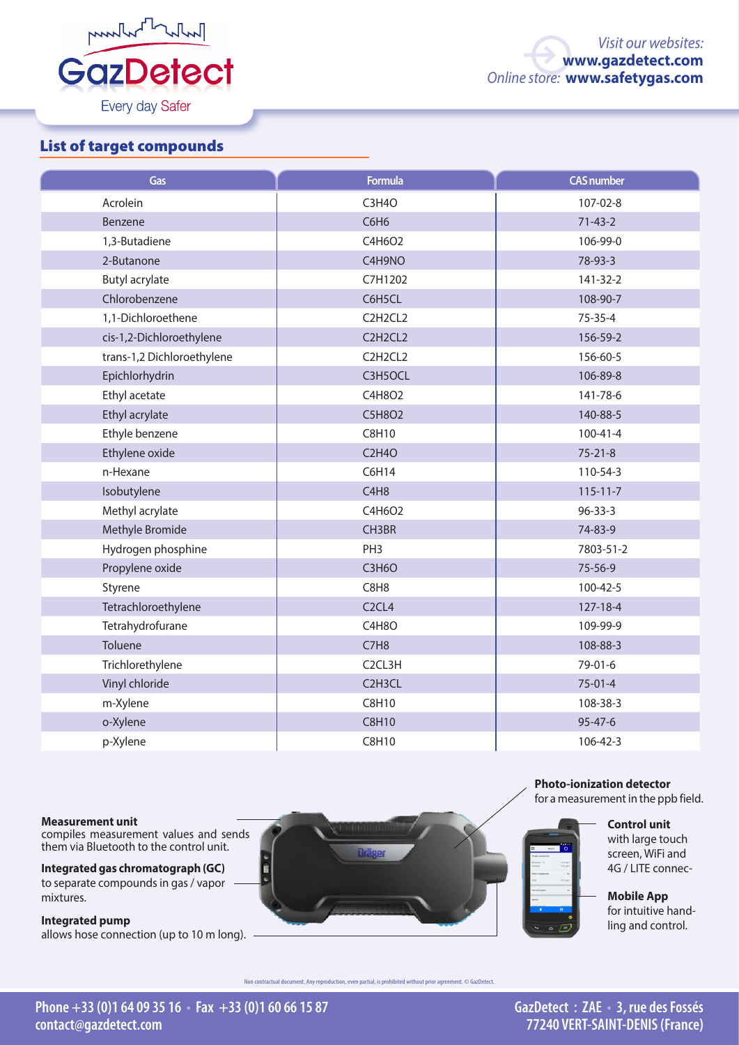## List of target compounds

| Gas | Formula | CAS number |
|---|---|---|
| Acrolein | $C_3H_4O$ | 107-02-8 |
| Benzene | $C_6H_6$ | 71-43-2 |
| 1,3-Butadiene | $C_4H_6O_2$ | 106-99-0 |
| 2-Butanone | $C_4H_9NO$ | 78-93-3 |
| Butyl acrylate | C7H1202 | 141-32-2 |
| Chlorobenzene | $C_6H_5CL$ | 108-90-7 |
| 1,1-Dichloroethene | $C_2H_2CL_2$ | 75-35-4 |
| cis-1,2-Dichloroethylene | $C_2H_2CL_2$ | 156-59-2 |
| trans-1,2 Dichloroethylene | $C_2H_2CL_2$ | 156-60-5 |
| Epichlorhydrin | $C_3H_5OCL$ | 106-89-8 |
| Ethyl acetate | $C_4H_8O_2$ | 141-78-6 |
| Ethyl acrylate | $C_5H_8O_2$ | 140-88-5 |
| Ethyle benzene | $C_8H_{10}$ | 100-41-4 |
| Ethylene oxide | $C_2H_4O$ | 75-21-8 |
| n-Hexane | $C_6H_{14}$ | 110-54-3 |
| Isobutylene | $C_4H_8$ | 115-11-7 |
| Methyl acrylate | $C_4H_6O_2$ | 96-33-3 |
| Methyle Bromide | $CH_3BR$ | 74-83-9 |
| Hydrogen phosphine | $PH_3$ | 7803-51-2 |
| Propylene oxide | $C_3H_6O$ | 75-56-9 |
| Styrene | $C_8H_8$ | 100-42-5 |
| Tetrachloroethylene | $C_2CL_4$ | 127-18-4 |
| Tetrahydrofurane | $C_4H_8O$ | 109-99-9 |
| Toluene | $C_7H_8$ | 108-88-3 |
| Trichlorethylene | $C_2CL_3H$ | 79-01-6 |
| Vinyl chloride | $C_2H_3CL$ | 75-01-4 |
| m-Xylene | $C_8H_{10}$ | 108-38-3 |
| o-Xylene | $C_8H_{10}$ | 95-47-6 |
| p-Xylene | $C_8H_{10}$ | 106-42-3 |

**Measurement unit**
compiles measurement values and sends them via Bluetooth to the control unit.

**Integrated gas chromatograph (GC)**
to separate compounds in gas / vapor mixtures.

**Integrated pump**
allows hose connection (up to 10 m long).

**Photo-ionization detector**
for a measurement in the ppb field.

**Control unit**
with large touch screen, WiFi and 4G / LITE connec-

**Mobile App**
for intuitive hand-ling and control.

Non contractual document. Any reproduction, even partial, is prohibited without prior agreement. © GazDetect.

Phone +33 (0)1 64 09 35 16 • Fax +33 (0)1 60 66 15 87
contact@gazdetect.com

GazDetect : ZAE • 3, rue des Fossés
77240 VERT-SAINT-DENIS (France)